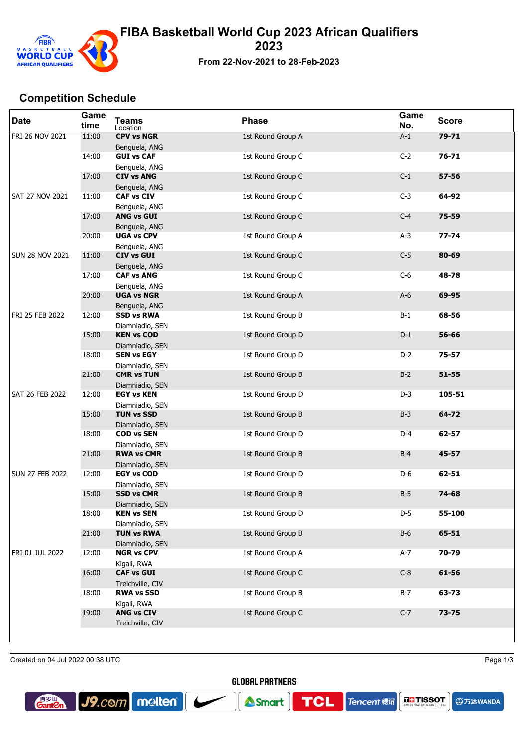# FIBA Basketball World Cup 2023 African Qualifiers 2023

**From 22-Nov-2021 to 28-Feb-2023**

## Competition Schedule

| Date | Game time | Teams / Location | Phase | Game No. | Score |
|---|---|---|---|---|---|
| FRI 26 NOV 2021 | 11:00 | **CPV vs NGR** Benguela, ANG | 1st Round Group A | A-1 | **79-71** |
| | 14:00 | **GUI vs CAF** Benguela, ANG | 1st Round Group C | C-2 | **76-71** |
| | 17:00 | **CIV vs ANG** Benguela, ANG | 1st Round Group C | C-1 | **57-56** |
| SAT 27 NOV 2021 | 11:00 | **CAF vs CIV** Benguela, ANG | 1st Round Group C | C-3 | **64-92** |
| | 17:00 | **ANG vs GUI** Benguela, ANG | 1st Round Group C | C-4 | **75-59** |
| | 20:00 | **UGA vs CPV** Benguela, ANG | 1st Round Group A | A-3 | **77-74** |
| SUN 28 NOV 2021 | 11:00 | **CIV vs GUI** Benguela, ANG | 1st Round Group C | C-5 | **80-69** |
| | 17:00 | **CAF vs ANG** Benguela, ANG | 1st Round Group C | C-6 | **48-78** |
| | 20:00 | **UGA vs NGR** Benguela, ANG | 1st Round Group A | A-6 | **69-95** |
| FRI 25 FEB 2022 | 12:00 | **SSD vs RWA** Diamniadio, SEN | 1st Round Group B | B-1 | **68-56** |
| | 15:00 | **KEN vs COD** Diamniadio, SEN | 1st Round Group D | D-1 | **56-66** |
| | 18:00 | **SEN vs EGY** Diamniadio, SEN | 1st Round Group D | D-2 | **75-57** |
| | 21:00 | **CMR vs TUN** Diamniadio, SEN | 1st Round Group B | B-2 | **51-55** |
| SAT 26 FEB 2022 | 12:00 | **EGY vs KEN** Diamniadio, SEN | 1st Round Group D | D-3 | **105-51** |
| | 15:00 | **TUN vs SSD** Diamniadio, SEN | 1st Round Group B | B-3 | **64-72** |
| | 18:00 | **COD vs SEN** Diamniadio, SEN | 1st Round Group D | D-4 | **62-57** |
| | 21:00 | **RWA vs CMR** Diamniadio, SEN | 1st Round Group B | B-4 | **45-57** |
| SUN 27 FEB 2022 | 12:00 | **EGY vs COD** Diamniadio, SEN | 1st Round Group D | D-6 | **62-51** |
| | 15:00 | **SSD vs CMR** Diamniadio, SEN | 1st Round Group B | B-5 | **74-68** |
| | 18:00 | **KEN vs SEN** Diamniadio, SEN | 1st Round Group D | D-5 | **55-100** |
| | 21:00 | **TUN vs RWA** Diamniadio, SEN | 1st Round Group B | B-6 | **65-51** |
| FRI 01 JUL 2022 | 12:00 | **NGR vs CPV** Kigali, RWA | 1st Round Group A | A-7 | **70-79** |
| | 16:00 | **CAF vs GUI** Treichville, CIV | 1st Round Group C | C-8 | **61-56** |
| | 18:00 | **RWA vs SSD** Kigali, RWA | 1st Round Group B | B-7 | **63-73** |
| | 19:00 | **ANG vs CIV** Treichville, CIV | 1st Round Group C | C-7 | **73-75** |

Created on 04 Jul 2022 00:38 UTC

GLOBAL PARTNERS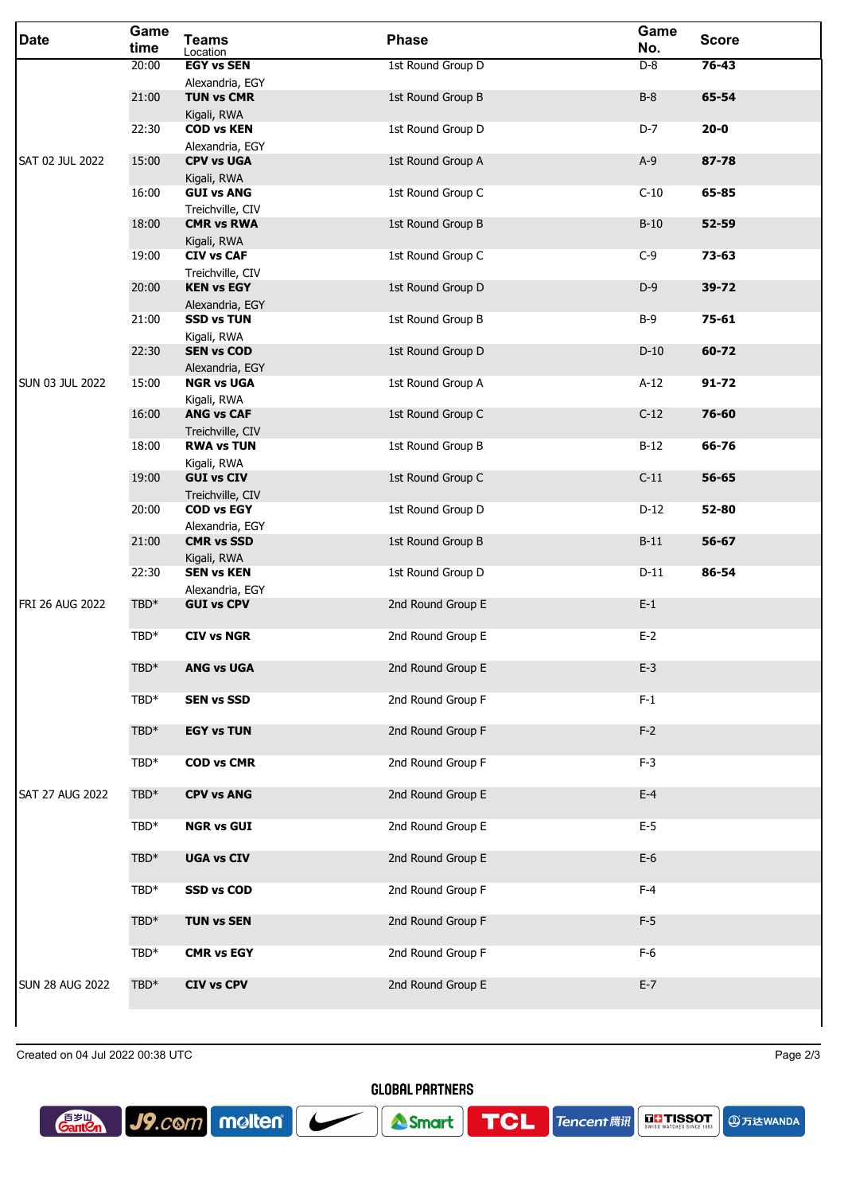| Date | Game time | Teams<br>Location | Phase | Game No. | Score |
|---|---|---|---|---|---|
| | 20:00 | **EGY vs SEN**<br>Alexandria, EGY | 1st Round Group D | D-8 | **76-43** |
| | 21:00 | **TUN vs CMR**<br>Kigali, RWA | 1st Round Group B | B-8 | **65-54** |
| | 22:30 | **COD vs KEN**<br>Alexandria, EGY | 1st Round Group D | D-7 | **20-0** |
| SAT 02 JUL 2022 | 15:00 | **CPV vs UGA**<br>Kigali, RWA | 1st Round Group A | A-9 | **87-78** |
| | 16:00 | **GUI vs ANG**<br>Treichville, CIV | 1st Round Group C | C-10 | **65-85** |
| | 18:00 | **CMR vs RWA**<br>Kigali, RWA | 1st Round Group B | B-10 | **52-59** |
| | 19:00 | **CIV vs CAF**<br>Treichville, CIV | 1st Round Group C | C-9 | **73-63** |
| | 20:00 | **KEN vs EGY**<br>Alexandria, EGY | 1st Round Group D | D-9 | **39-72** |
| | 21:00 | **SSD vs TUN**<br>Kigali, RWA | 1st Round Group B | B-9 | **75-61** |
| | 22:30 | **SEN vs COD**<br>Alexandria, EGY | 1st Round Group D | D-10 | **60-72** |
| SUN 03 JUL 2022 | 15:00 | **NGR vs UGA**<br>Kigali, RWA | 1st Round Group A | A-12 | **91-72** |
| | 16:00 | **ANG vs CAF**<br>Treichville, CIV | 1st Round Group C | C-12 | **76-60** |
| | 18:00 | **RWA vs TUN**<br>Kigali, RWA | 1st Round Group B | B-12 | **66-76** |
| | 19:00 | **GUI vs CIV**<br>Treichville, CIV | 1st Round Group C | C-11 | **56-65** |
| | 20:00 | **COD vs EGY**<br>Alexandria, EGY | 1st Round Group D | D-12 | **52-80** |
| | 21:00 | **CMR vs SSD**<br>Kigali, RWA | 1st Round Group B | B-11 | **56-67** |
| | 22:30 | **SEN vs KEN**<br>Alexandria, EGY | 1st Round Group D | D-11 | **86-54** |
| FRI 26 AUG 2022 | TBD* | **GUI vs CPV** | 2nd Round Group E | E-1 | |
| | TBD* | **CIV vs NGR** | 2nd Round Group E | E-2 | |
| | TBD* | **ANG vs UGA** | 2nd Round Group E | E-3 | |
| | TBD* | **SEN vs SSD** | 2nd Round Group F | F-1 | |
| | TBD* | **EGY vs TUN** | 2nd Round Group F | F-2 | |
| | TBD* | **COD vs CMR** | 2nd Round Group F | F-3 | |
| SAT 27 AUG 2022 | TBD* | **CPV vs ANG** | 2nd Round Group E | E-4 | |
| | TBD* | **NGR vs GUI** | 2nd Round Group E | E-5 | |
| | TBD* | **UGA vs CIV** | 2nd Round Group E | E-6 | |
| | TBD* | **SSD vs COD** | 2nd Round Group F | F-4 | |
| | TBD* | **TUN vs SEN** | 2nd Round Group F | F-5 | |
| | TBD* | **CMR vs EGY** | 2nd Round Group F | F-6 | |
| SUN 28 AUG 2022 | TBD* | **CIV vs CPV** | 2nd Round Group E | E-7 | |

Created on 04 Jul 2022 00:38 UTC

GLOBAL PARTNERS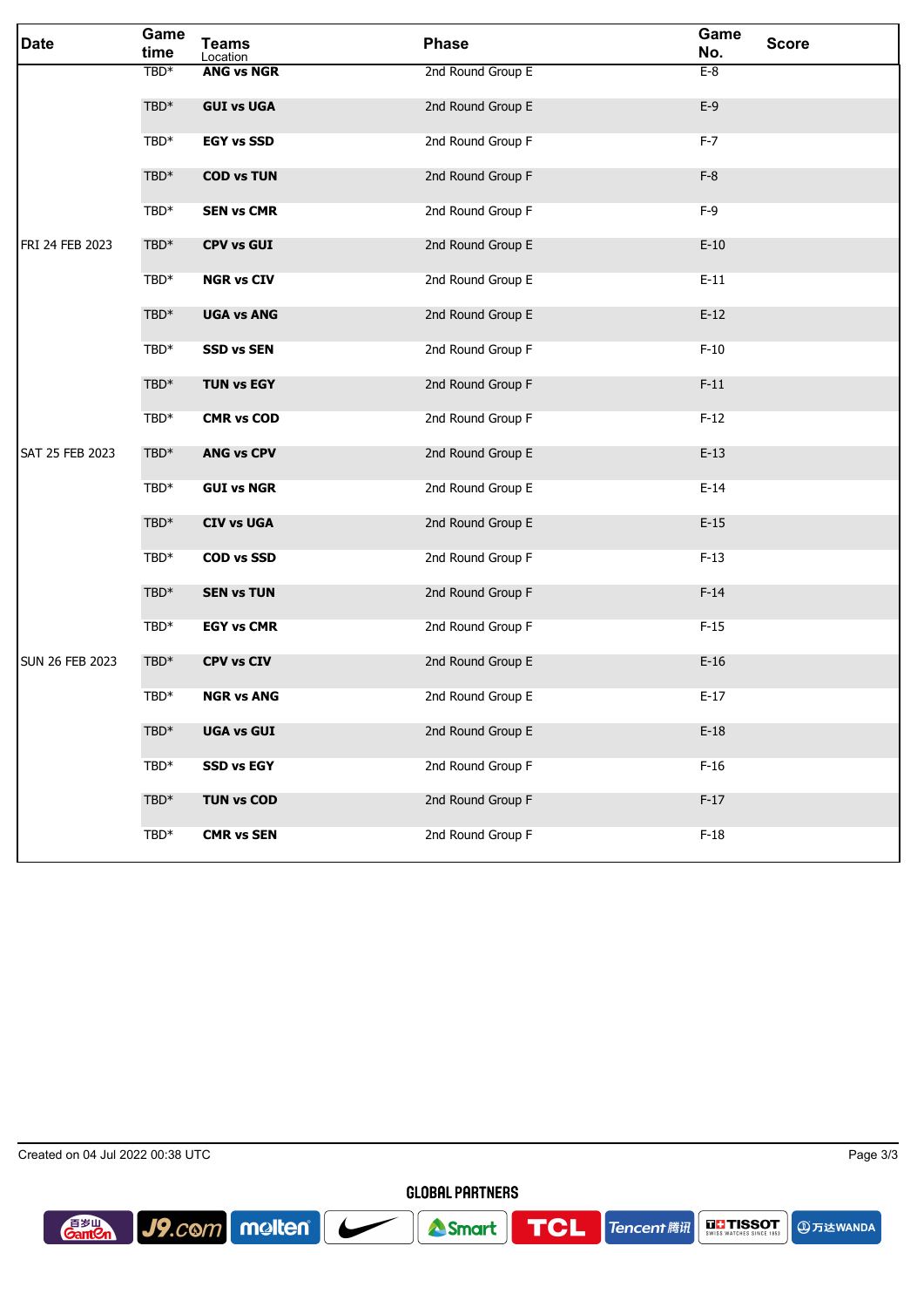| Date | Game time | Teams<br>Location | Phase | Game No. | Score |
|---|---|---|---|---|---|
| | TBD* | **ANG vs NGR** | 2nd Round Group E | E-8 | |
| | TBD* | **GUI vs UGA** | 2nd Round Group E | E-9 | |
| | TBD* | **EGY vs SSD** | 2nd Round Group F | F-7 | |
| | TBD* | **COD vs TUN** | 2nd Round Group F | F-8 | |
| | TBD* | **SEN vs CMR** | 2nd Round Group F | F-9 | |
| FRI 24 FEB 2023 | TBD* | **CPV vs GUI** | 2nd Round Group E | E-10 | |
| | TBD* | **NGR vs CIV** | 2nd Round Group E | E-11 | |
| | TBD* | **UGA vs ANG** | 2nd Round Group E | E-12 | |
| | TBD* | **SSD vs SEN** | 2nd Round Group F | F-10 | |
| | TBD* | **TUN vs EGY** | 2nd Round Group F | F-11 | |
| | TBD* | **CMR vs COD** | 2nd Round Group F | F-12 | |
| SAT 25 FEB 2023 | TBD* | **ANG vs CPV** | 2nd Round Group E | E-13 | |
| | TBD* | **GUI vs NGR** | 2nd Round Group E | E-14 | |
| | TBD* | **CIV vs UGA** | 2nd Round Group E | E-15 | |
| | TBD* | **COD vs SSD** | 2nd Round Group F | F-13 | |
| | TBD* | **SEN vs TUN** | 2nd Round Group F | F-14 | |
| | TBD* | **EGY vs CMR** | 2nd Round Group F | F-15 | |
| SUN 26 FEB 2023 | TBD* | **CPV vs CIV** | 2nd Round Group E | E-16 | |
| | TBD* | **NGR vs ANG** | 2nd Round Group E | E-17 | |
| | TBD* | **UGA vs GUI** | 2nd Round Group E | E-18 | |
| | TBD* | **SSD vs EGY** | 2nd Round Group F | F-16 | |
| | TBD* | **TUN vs COD** | 2nd Round Group F | F-17 | |
| | TBD* | **CMR vs SEN** | 2nd Round Group F | F-18 | |

Created on 04 Jul 2022 00:38 UTC

GLOBAL PARTNERS

百岁山 Ganten | J9.com | molten | Nike | Smart | TCL | Tencent 腾讯 | TISSOT | 万达WANDA